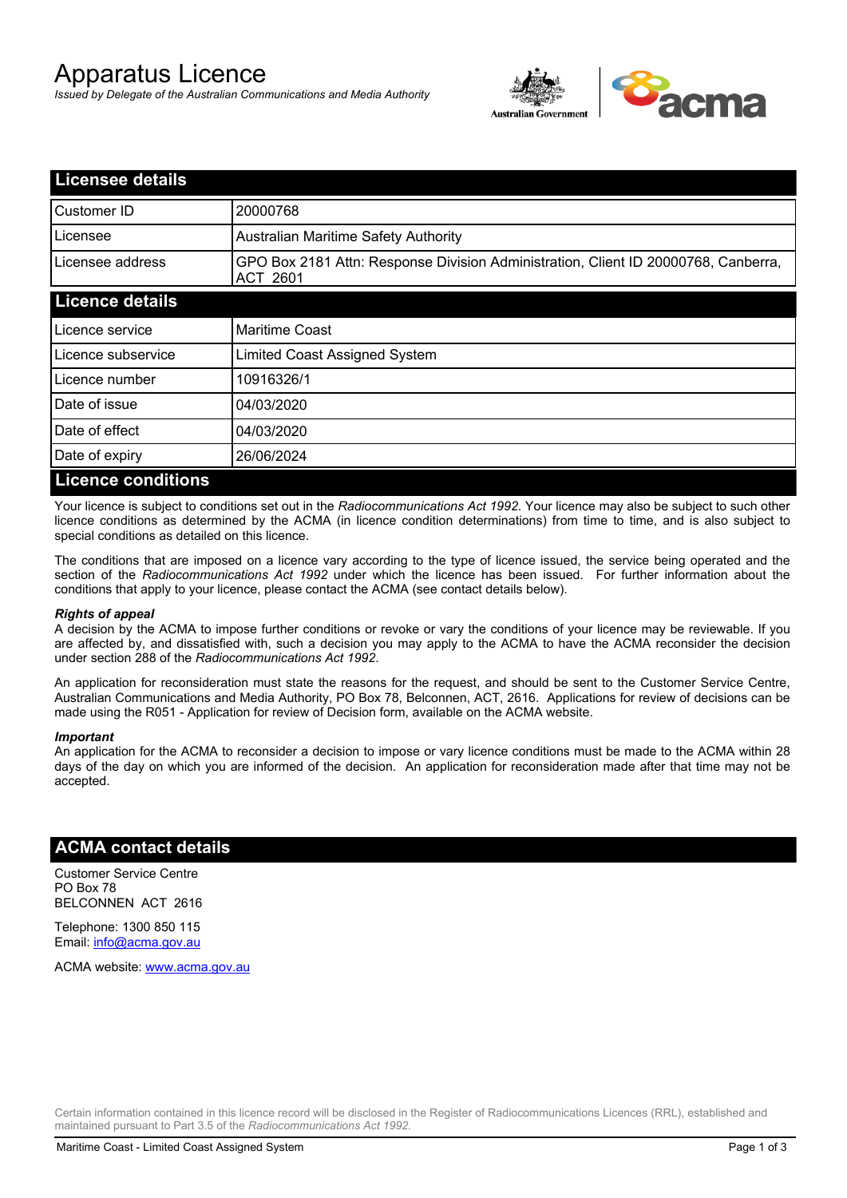# Apparatus Licence

*Issued by Delegate of the Australian Communications and Media Authority*

## Licensee details

| | |
|---|---|
| Customer ID | 20000768 |
| Licensee | Australian Maritime Safety Authority |
| Licensee address | GPO Box 2181 Attn: Response Division Administration, Client ID 20000768, Canberra, ACT 2601 |

## Licence details

| | |
|---|---|
| Licence service | Maritime Coast |
| Licence subservice | Limited Coast Assigned System |
| Licence number | 10916326/1 |
| Date of issue | 04/03/2020 |
| Date of effect | 04/03/2020 |
| Date of expiry | 26/06/2024 |

## Licence conditions

Your licence is subject to conditions set out in the *Radiocommunications Act 1992*. Your licence may also be subject to such other licence conditions as determined by the ACMA (in licence condition determinations) from time to time, and is also subject to special conditions as detailed on this licence.

The conditions that are imposed on a licence vary according to the type of licence issued, the service being operated and the section of the *Radiocommunications Act 1992* under which the licence has been issued. For further information about the conditions that apply to your licence, please contact the ACMA (see contact details below).

***Rights of appeal***

A decision by the ACMA to impose further conditions or revoke or vary the conditions of your licence may be reviewable. If you are affected by, and dissatisfied with, such a decision you may apply to the ACMA to have the ACMA reconsider the decision under section 288 of the *Radiocommunications Act 1992*.

An application for reconsideration must state the reasons for the request, and should be sent to the Customer Service Centre, Australian Communications and Media Authority, PO Box 78, Belconnen, ACT, 2616. Applications for review of decisions can be made using the R051 - Application for review of Decision form, available on the ACMA website.

***Important***

An application for the ACMA to reconsider a decision to impose or vary licence conditions must be made to the ACMA within 28 days of the day on which you are informed of the decision. An application for reconsideration made after that time may not be accepted.

## ACMA contact details

Customer Service Centre
PO Box 78
BELCONNEN ACT 2616

Telephone: 1300 850 115
Email: info@acma.gov.au

ACMA website: www.acma.gov.au

Certain information contained in this licence record will be disclosed in the Register of Radiocommunications Licences (RRL), established and maintained pursuant to Part 3.5 of the *Radiocommunications Act 1992.*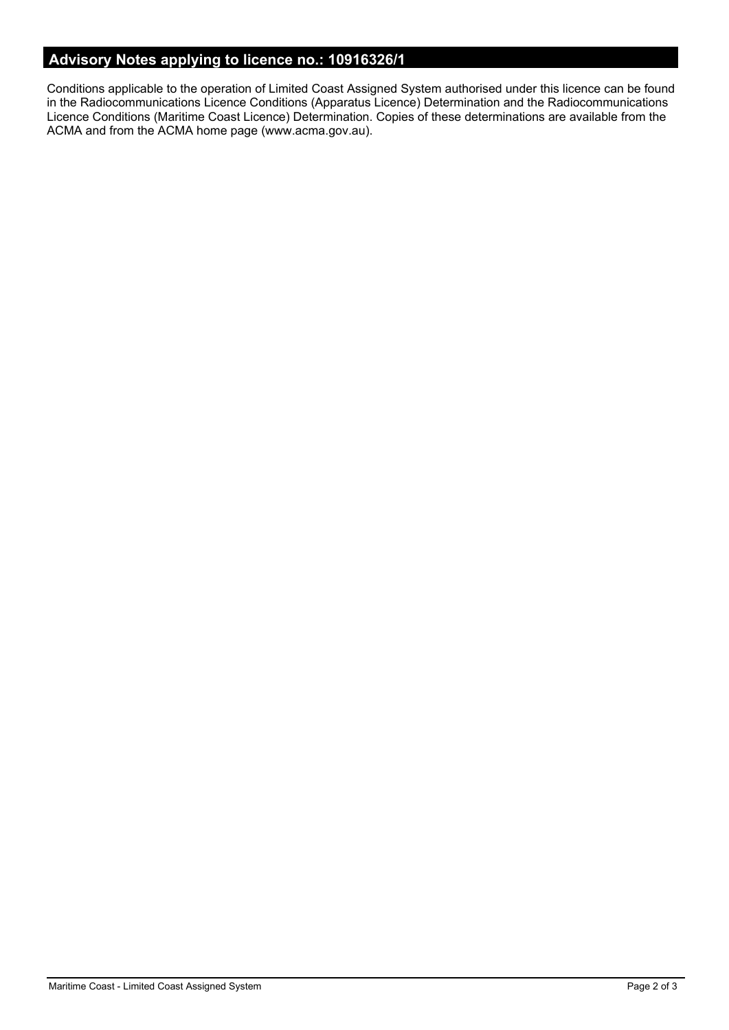## Advisory Notes applying to licence no.: 10916326/1

Conditions applicable to the operation of Limited Coast Assigned System authorised under this licence can be found in the Radiocommunications Licence Conditions (Apparatus Licence) Determination and the Radiocommunications Licence Conditions (Maritime Coast Licence) Determination. Copies of these determinations are available from the ACMA and from the ACMA home page (www.acma.gov.au).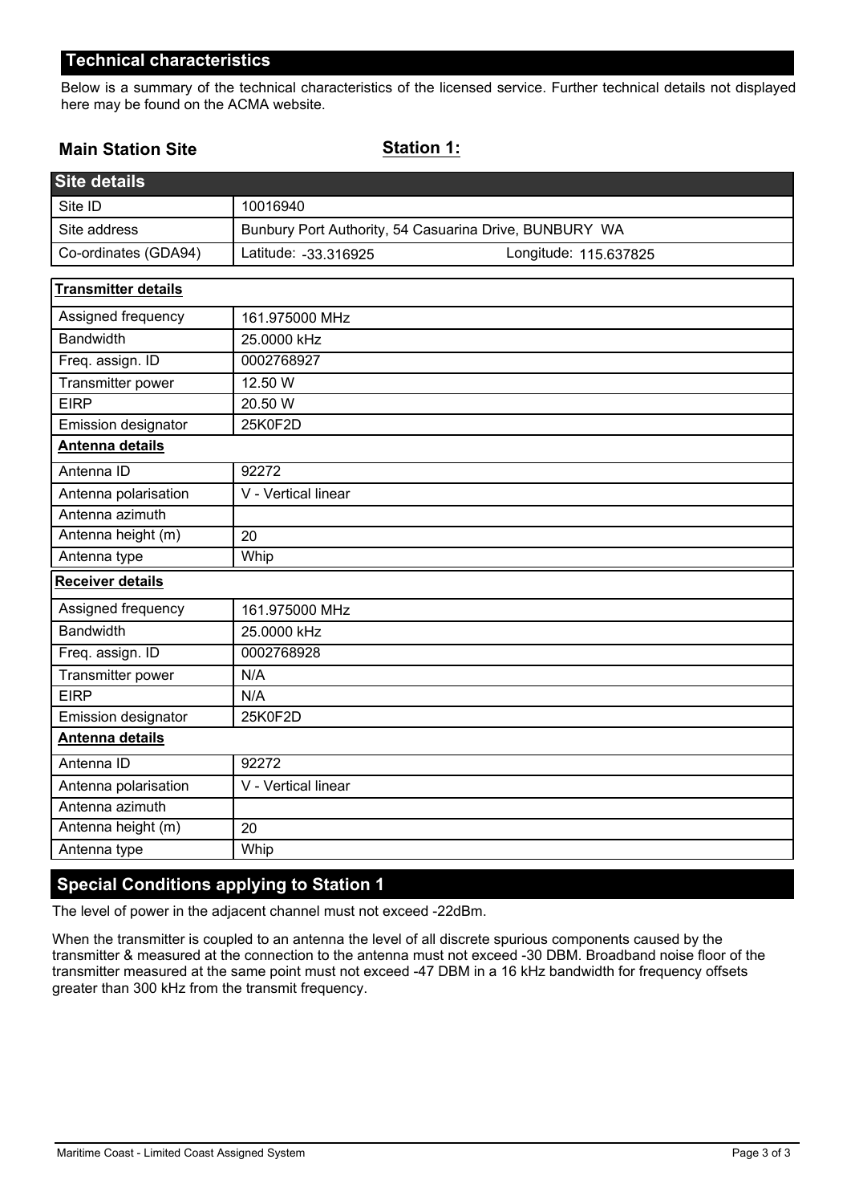## Technical characteristics

Below is a summary of the technical characteristics of the licensed service. Further technical details not displayed here may be found on the ACMA website.

**Main Station Site** **Station 1:**

| Site details | |
|---|---|
| Site ID | 10016940 |
| Site address | Bunbury Port Authority, 54 Casuarina Drive, BUNBURY WA |
| Co-ordinates (GDA94) | Latitude: -33.316925 Longitude: 115.637825 |

| Transmitter details | |
|---|---|
| Assigned frequency | 161.975000 MHz |
| Bandwidth | 25.0000 kHz |
| Freq. assign. ID | 0002768927 |
| Transmitter power | 12.50 W |
| EIRP | 20.50 W |
| Emission designator | 25K0F2D |
| **Antenna details** | |
| Antenna ID | 92272 |
| Antenna polarisation | V - Vertical linear |
| Antenna azimuth | |
| Antenna height (m) | 20 |
| Antenna type | Whip |
| **Receiver details** | |
| Assigned frequency | 161.975000 MHz |
| Bandwidth | 25.0000 kHz |
| Freq. assign. ID | 0002768928 |
| Transmitter power | N/A |
| EIRP | N/A |
| Emission designator | 25K0F2D |
| **Antenna details** | |
| Antenna ID | 92272 |
| Antenna polarisation | V - Vertical linear |
| Antenna azimuth | |
| Antenna height (m) | 20 |
| Antenna type | Whip |

## Special Conditions applying to Station 1

The level of power in the adjacent channel must not exceed -22dBm.

When the transmitter is coupled to an antenna the level of all discrete spurious components caused by the transmitter & measured at the connection to the antenna must not exceed -30 DBM. Broadband noise floor of the transmitter measured at the same point must not exceed -47 DBM in a 16 kHz bandwidth for frequency offsets greater than 300 kHz from the transmit frequency.